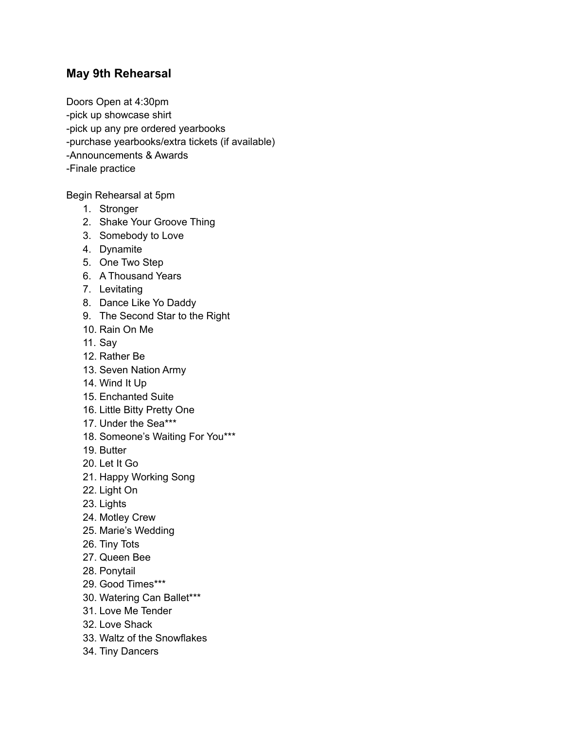### May 9th Rehearsal

Doors Open at 4:30pm
-pick up showcase shirt
-pick up any pre ordered yearbooks
-purchase yearbooks/extra tickets (if available)
-Announcements & Awards
-Finale practice

Begin Rehearsal at 5pm

1. Stronger
2. Shake Your Groove Thing
3. Somebody to Love
4. Dynamite
5. One Two Step
6. A Thousand Years
7. Levitating
8. Dance Like Yo Daddy
9. The Second Star to the Right
10. Rain On Me
11. Say
12. Rather Be
13. Seven Nation Army
14. Wind It Up
15. Enchanted Suite
16. Little Bitty Pretty One
17. Under the Sea***
18. Someone's Waiting For You***
19. Butter
20. Let It Go
21. Happy Working Song
22. Light On
23. Lights
24. Motley Crew
25. Marie's Wedding
26. Tiny Tots
27. Queen Bee
28. Ponytail
29. Good Times***
30. Watering Can Ballet***
31. Love Me Tender
32. Love Shack
33. Waltz of the Snowflakes
34. Tiny Dancers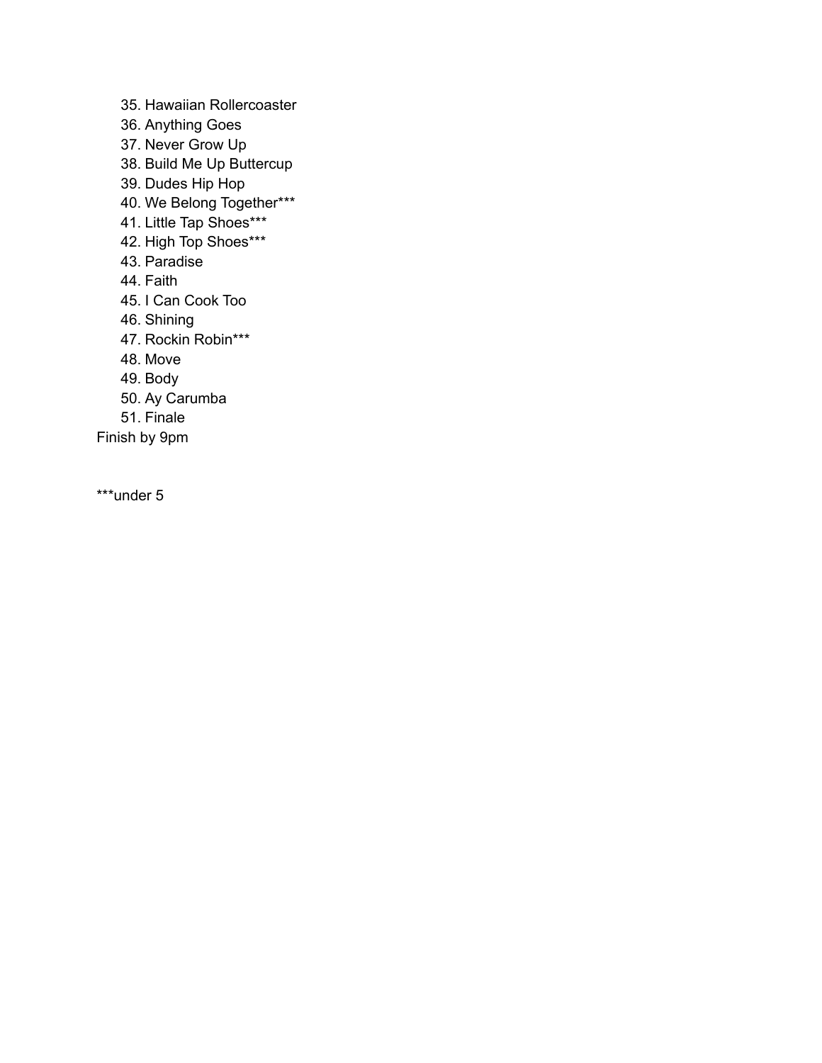35. Hawaiian Rollercoaster
36. Anything Goes
37. Never Grow Up
38. Build Me Up Buttercup
39. Dudes Hip Hop
40. We Belong Together***
41. Little Tap Shoes***
42. High Top Shoes***
43. Paradise
44. Faith
45. I Can Cook Too
46. Shining
47. Rockin Robin***
48. Move
49. Body
50. Ay Carumba
51. Finale

Finish by 9pm

***under 5